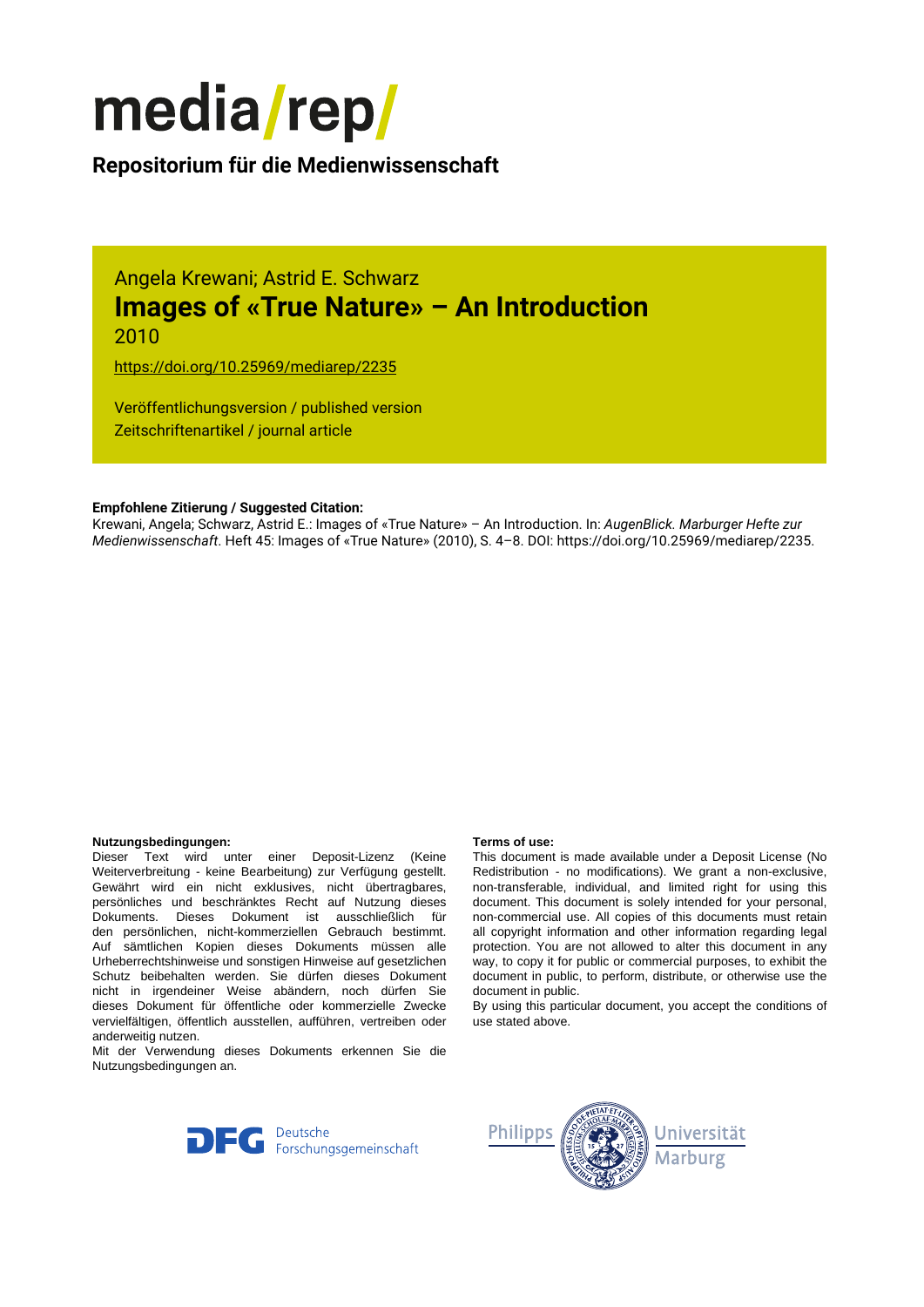# media/rep/

**Repositorium für die Medienwissenschaft**

Angela Krewani; Astrid E. Schwarz

## Images of «True Nature» – An Introduction

2010

https://doi.org/10.25969/mediarep/2235

Veröffentlichungsversion / published version
Zeitschriftenartikel / journal article

**Empfohlene Zitierung / Suggested Citation:**
Krewani, Angela; Schwarz, Astrid E.: Images of «True Nature» – An Introduction. In: *AugenBlick. Marburger Hefte zur Medienwissenschaft*. Heft 45: Images of «True Nature» (2010), S. 4–8. DOI: https://doi.org/10.25969/mediarep/2235.

**Nutzungsbedingungen:**
Dieser Text wird unter einer Deposit-Lizenz (Keine Weiterverbreitung - keine Bearbeitung) zur Verfügung gestellt. Gewährt wird ein nicht exklusives, nicht übertragbares, persönliches und beschränktes Recht auf Nutzung dieses Dokuments. Dieses Dokument ist ausschließlich für den persönlichen, nicht-kommerziellen Gebrauch bestimmt. Auf sämtlichen Kopien dieses Dokuments müssen alle Urheberrechtshinweise und sonstigen Hinweise auf gesetzlichen Schutz beibehalten werden. Sie dürfen dieses Dokument nicht in irgendeiner Weise abändern, noch dürfen Sie dieses Dokument für öffentliche oder kommerzielle Zwecke vervielfältigen, öffentlich ausstellen, aufführen, vertreiben oder anderweitig nutzen.
Mit der Verwendung dieses Dokuments erkennen Sie die Nutzungsbedingungen an.

**Terms of use:**
This document is made available under a Deposit License (No Redistribution - no modifications). We grant a non-exclusive, non-transferable, individual, and limited right for using this document. This document is solely intended for your personal, non-commercial use. All copies of this documents must retain all copyright information and other information regarding legal protection. You are not allowed to alter this document in any way, to copy it for public or commercial purposes, to exhibit the document in public, to perform, distribute, or otherwise use the document in public.
By using this particular document, you accept the conditions of use stated above.

DFG Deutsche Forschungsgemeinschaft

Philipps Universität Marburg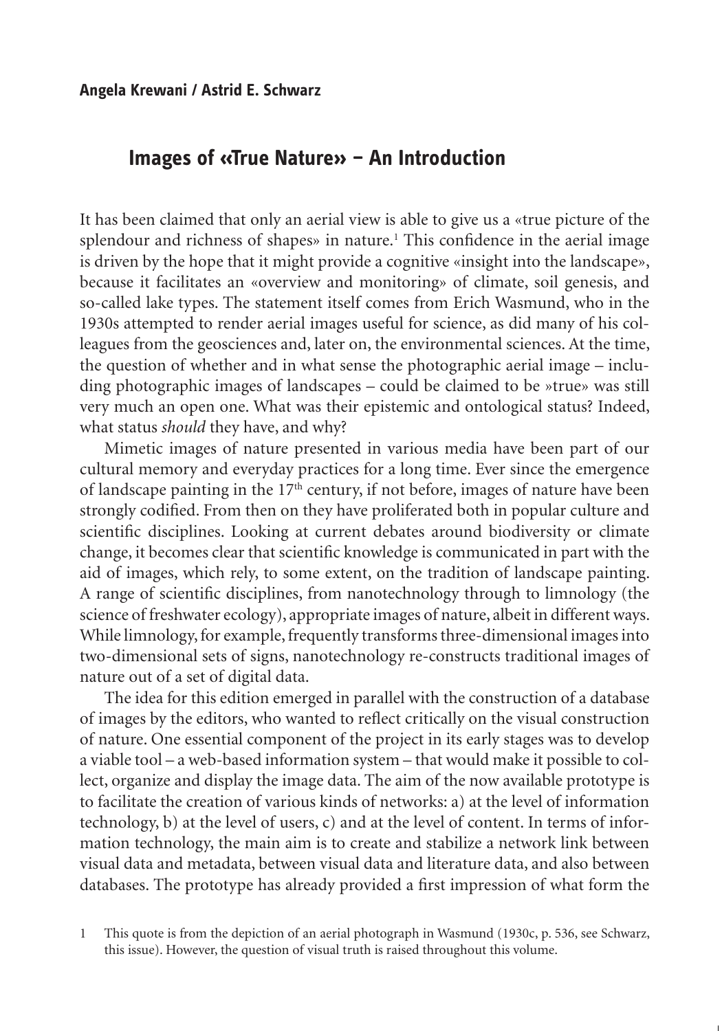**Angela Krewani / Astrid E. Schwarz**

# Images of «True Nature» – An Introduction

It has been claimed that only an aerial view is able to give us a «true picture of the splendour and richness of shapes» in nature.[1] This confidence in the aerial image is driven by the hope that it might provide a cognitive «insight into the landscape», because it facilitates an «overview and monitoring» of climate, soil genesis, and so-called lake types. The statement itself comes from Erich Wasmund, who in the 1930s attempted to render aerial images useful for science, as did many of his colleagues from the geosciences and, later on, the environmental sciences. At the time, the question of whether and in what sense the photographic aerial image – including photographic images of landscapes – could be claimed to be »true» was still very much an open one. What was their epistemic and ontological status? Indeed, what status *should* they have, and why?

Mimetic images of nature presented in various media have been part of our cultural memory and everyday practices for a long time. Ever since the emergence of landscape painting in the 17th century, if not before, images of nature have been strongly codified. From then on they have proliferated both in popular culture and scientific disciplines. Looking at current debates around biodiversity or climate change, it becomes clear that scientific knowledge is communicated in part with the aid of images, which rely, to some extent, on the tradition of landscape painting. A range of scientific disciplines, from nanotechnology through to limnology (the science of freshwater ecology), appropriate images of nature, albeit in different ways. While limnology, for example, frequently transforms three-dimensional images into two-dimensional sets of signs, nanotechnology re-constructs traditional images of nature out of a set of digital data.

The idea for this edition emerged in parallel with the construction of a database of images by the editors, who wanted to reflect critically on the visual construction of nature. One essential component of the project in its early stages was to develop a viable tool – a web-based information system – that would make it possible to collect, organize and display the image data. The aim of the now available prototype is to facilitate the creation of various kinds of networks: a) at the level of information technology, b) at the level of users, c) and at the level of content. In terms of information technology, the main aim is to create and stabilize a network link between visual data and metadata, between visual data and literature data, and also between databases. The prototype has already provided a first impression of what form the

1 This quote is from the depiction of an aerial photograph in Wasmund (1930c, p. 536, see Schwarz, this issue). However, the question of visual truth is raised throughout this volume.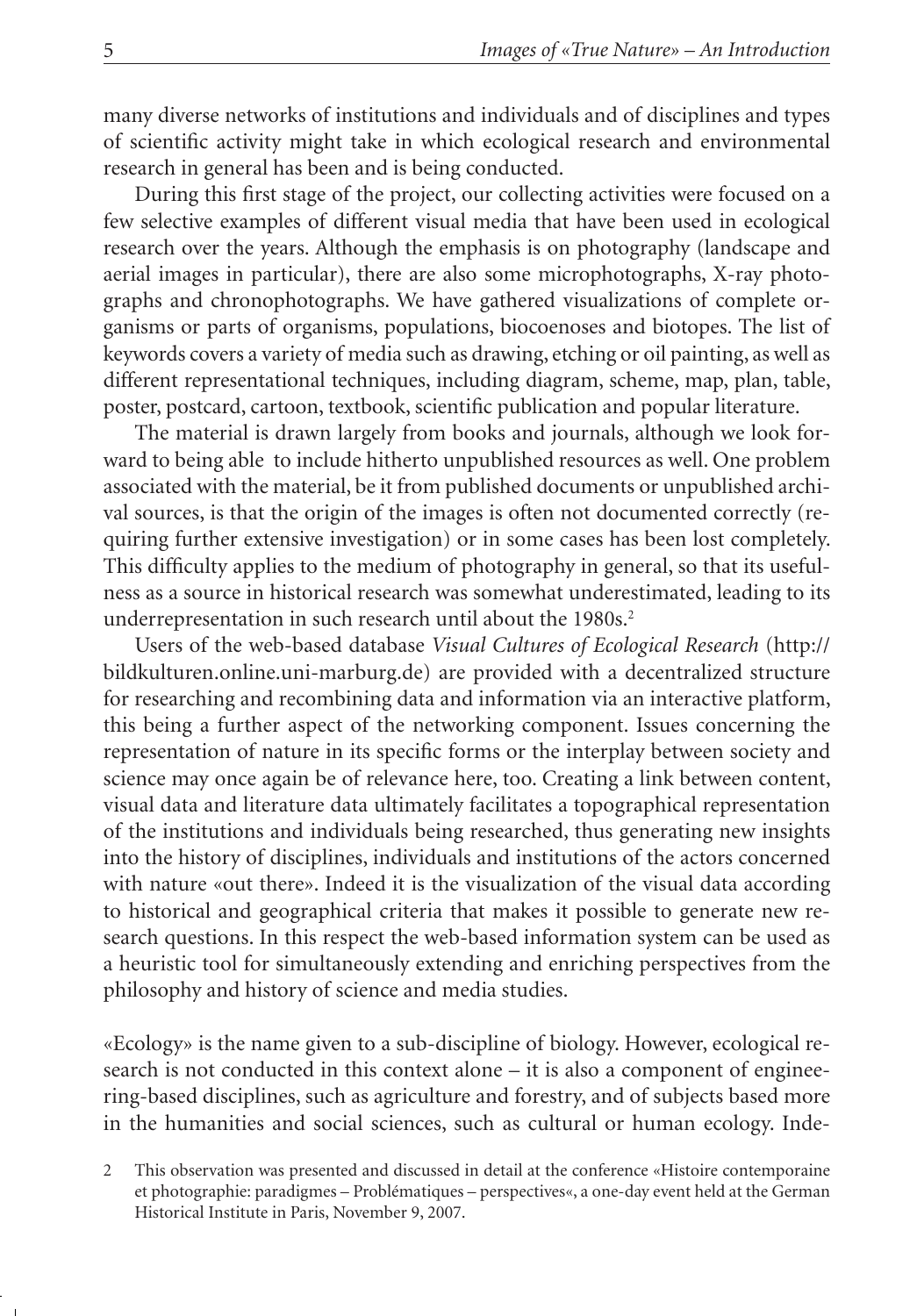many diverse networks of institutions and individuals and of disciplines and types of scientific activity might take in which ecological research and environmental research in general has been and is being conducted.

During this first stage of the project, our collecting activities were focused on a few selective examples of different visual media that have been used in ecological research over the years. Although the emphasis is on photography (landscape and aerial images in particular), there are also some microphotographs, X-ray photographs and chronophotographs. We have gathered visualizations of complete organisms or parts of organisms, populations, biocoenoses and biotopes. The list of keywords covers a variety of media such as drawing, etching or oil painting, as well as different representational techniques, including diagram, scheme, map, plan, table, poster, postcard, cartoon, textbook, scientific publication and popular literature.

The material is drawn largely from books and journals, although we look forward to being able to include hitherto unpublished resources as well. One problem associated with the material, be it from published documents or unpublished archival sources, is that the origin of the images is often not documented correctly (requiring further extensive investigation) or in some cases has been lost completely. This difficulty applies to the medium of photography in general, so that its usefulness as a source in historical research was somewhat underestimated, leading to its underrepresentation in such research until about the 1980s.[2]

Users of the web-based database *Visual Cultures of Ecological Research* (http://bildkulturen.online.uni-marburg.de) are provided with a decentralized structure for researching and recombining data and information via an interactive platform, this being a further aspect of the networking component. Issues concerning the representation of nature in its specific forms or the interplay between society and science may once again be of relevance here, too. Creating a link between content, visual data and literature data ultimately facilitates a topographical representation of the institutions and individuals being researched, thus generating new insights into the history of disciplines, individuals and institutions of the actors concerned with nature «out there». Indeed it is the visualization of the visual data according to historical and geographical criteria that makes it possible to generate new research questions. In this respect the web-based information system can be used as a heuristic tool for simultaneously extending and enriching perspectives from the philosophy and history of science and media studies.

«Ecology» is the name given to a sub-discipline of biology. However, ecological research is not conducted in this context alone – it is also a component of engineering-based disciplines, such as agriculture and forestry, and of subjects based more in the humanities and social sciences, such as cultural or human ecology. Inde-

2 This observation was presented and discussed in detail at the conference «Histoire contemporaine et photographie: paradigmes – Problématiques – perspectives«, a one-day event held at the German Historical Institute in Paris, November 9, 2007.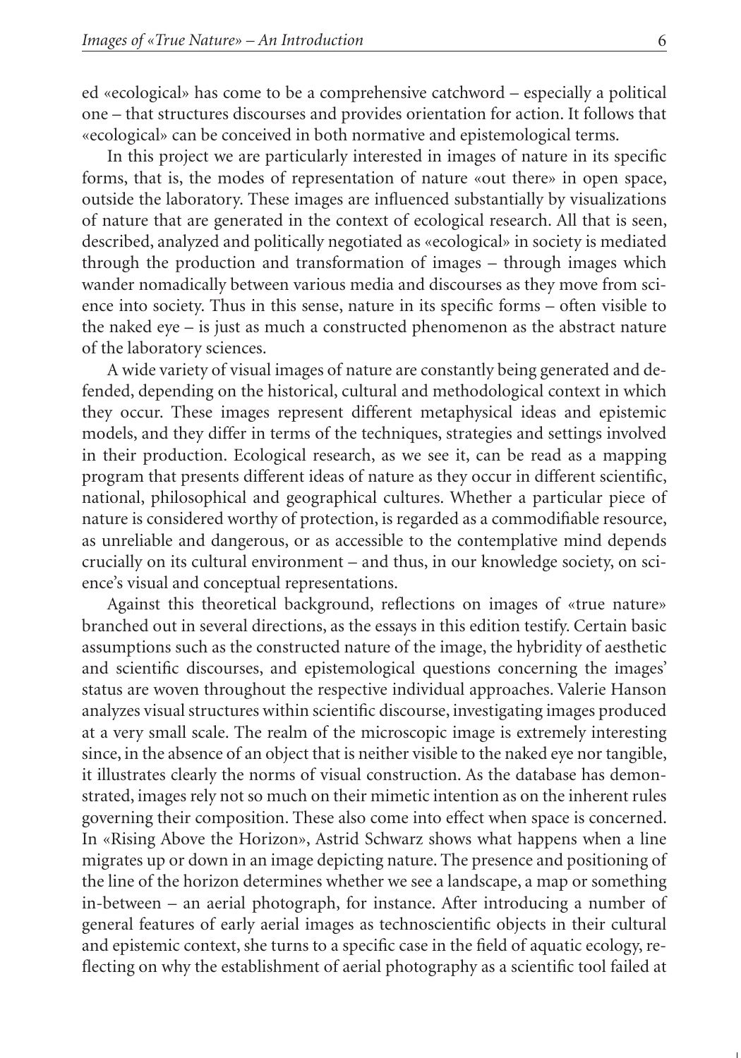ed «ecological» has come to be a comprehensive catchword – especially a political one – that structures discourses and provides orientation for action. It follows that «ecological» can be conceived in both normative and epistemological terms.

In this project we are particularly interested in images of nature in its specific forms, that is, the modes of representation of nature «out there» in open space, outside the laboratory. These images are influenced substantially by visualizations of nature that are generated in the context of ecological research. All that is seen, described, analyzed and politically negotiated as «ecological» in society is mediated through the production and transformation of images – through images which wander nomadically between various media and discourses as they move from science into society. Thus in this sense, nature in its specific forms – often visible to the naked eye – is just as much a constructed phenomenon as the abstract nature of the laboratory sciences.

A wide variety of visual images of nature are constantly being generated and defended, depending on the historical, cultural and methodological context in which they occur. These images represent different metaphysical ideas and epistemic models, and they differ in terms of the techniques, strategies and settings involved in their production. Ecological research, as we see it, can be read as a mapping program that presents different ideas of nature as they occur in different scientific, national, philosophical and geographical cultures. Whether a particular piece of nature is considered worthy of protection, is regarded as a commodifiable resource, as unreliable and dangerous, or as accessible to the contemplative mind depends crucially on its cultural environment – and thus, in our knowledge society, on science's visual and conceptual representations.

Against this theoretical background, reflections on images of «true nature» branched out in several directions, as the essays in this edition testify. Certain basic assumptions such as the constructed nature of the image, the hybridity of aesthetic and scientific discourses, and epistemological questions concerning the images' status are woven throughout the respective individual approaches. Valerie Hanson analyzes visual structures within scientific discourse, investigating images produced at a very small scale. The realm of the microscopic image is extremely interesting since, in the absence of an object that is neither visible to the naked eye nor tangible, it illustrates clearly the norms of visual construction. As the database has demonstrated, images rely not so much on their mimetic intention as on the inherent rules governing their composition. These also come into effect when space is concerned. In «Rising Above the Horizon», Astrid Schwarz shows what happens when a line migrates up or down in an image depicting nature. The presence and positioning of the line of the horizon determines whether we see a landscape, a map or something in-between – an aerial photograph, for instance. After introducing a number of general features of early aerial images as technoscientific objects in their cultural and epistemic context, she turns to a specific case in the field of aquatic ecology, reflecting on why the establishment of aerial photography as a scientific tool failed at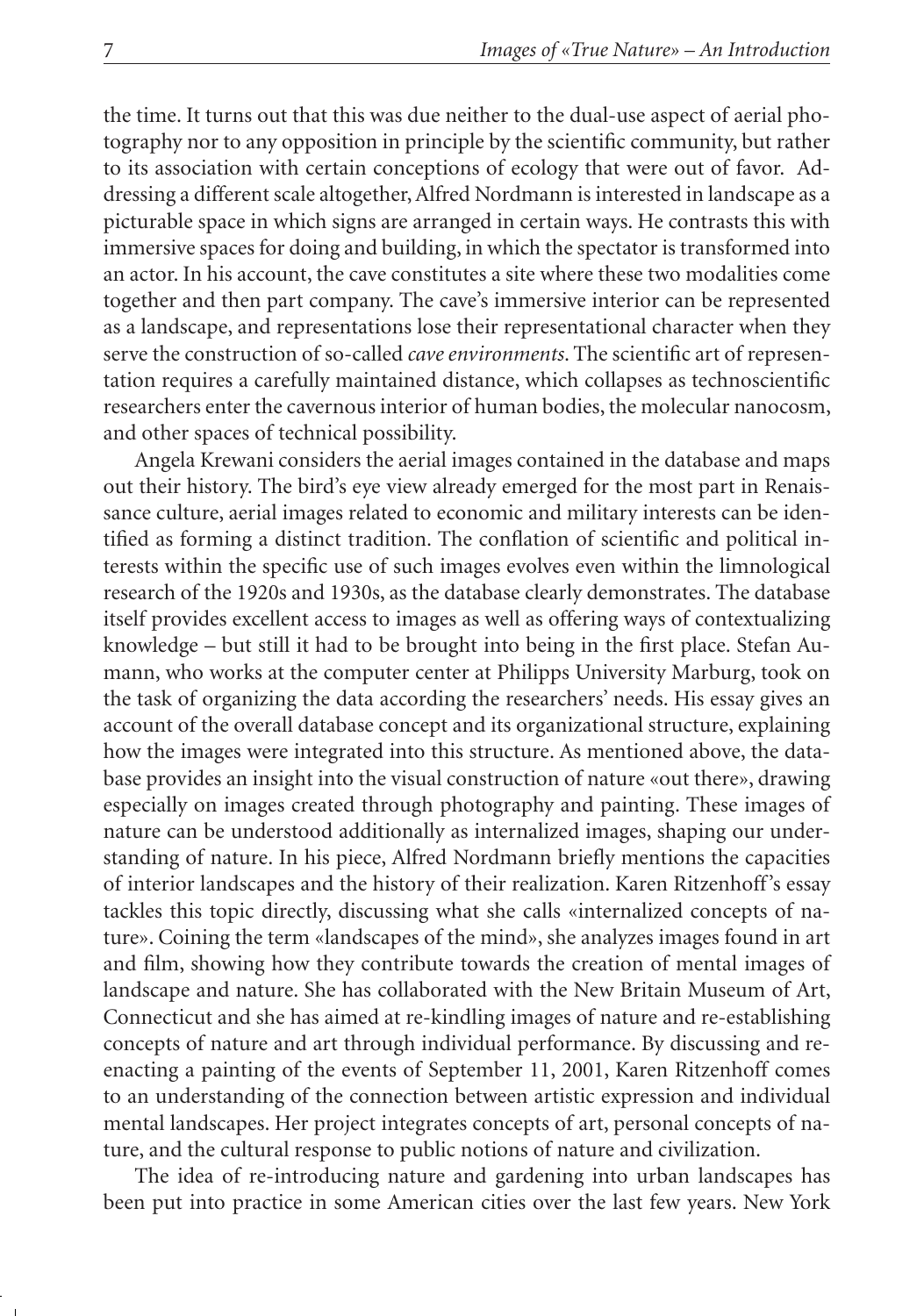the time. It turns out that this was due neither to the dual-use aspect of aerial photography nor to any opposition in principle by the scientific community, but rather to its association with certain conceptions of ecology that were out of favor. Addressing a different scale altogether, Alfred Nordmann is interested in landscape as a picturable space in which signs are arranged in certain ways. He contrasts this with immersive spaces for doing and building, in which the spectator is transformed into an actor. In his account, the cave constitutes a site where these two modalities come together and then part company. The cave's immersive interior can be represented as a landscape, and representations lose their representational character when they serve the construction of so-called *cave environments*. The scientific art of representation requires a carefully maintained distance, which collapses as technoscientific researchers enter the cavernous interior of human bodies, the molecular nanocosm, and other spaces of technical possibility.

Angela Krewani considers the aerial images contained in the database and maps out their history. The bird's eye view already emerged for the most part in Renaissance culture, aerial images related to economic and military interests can be identified as forming a distinct tradition. The conflation of scientific and political interests within the specific use of such images evolves even within the limnological research of the 1920s and 1930s, as the database clearly demonstrates. The database itself provides excellent access to images as well as offering ways of contextualizing knowledge – but still it had to be brought into being in the first place. Stefan Aumann, who works at the computer center at Philipps University Marburg, took on the task of organizing the data according the researchers' needs. His essay gives an account of the overall database concept and its organizational structure, explaining how the images were integrated into this structure. As mentioned above, the database provides an insight into the visual construction of nature «out there», drawing especially on images created through photography and painting. These images of nature can be understood additionally as internalized images, shaping our understanding of nature. In his piece, Alfred Nordmann briefly mentions the capacities of interior landscapes and the history of their realization. Karen Ritzenhoff's essay tackles this topic directly, discussing what she calls «internalized concepts of nature». Coining the term «landscapes of the mind», she analyzes images found in art and film, showing how they contribute towards the creation of mental images of landscape and nature. She has collaborated with the New Britain Museum of Art, Connecticut and she has aimed at re-kindling images of nature and re-establishing concepts of nature and art through individual performance. By discussing and re-enacting a painting of the events of September 11, 2001, Karen Ritzenhoff comes to an understanding of the connection between artistic expression and individual mental landscapes. Her project integrates concepts of art, personal concepts of nature, and the cultural response to public notions of nature and civilization.

The idea of re-introducing nature and gardening into urban landscapes has been put into practice in some American cities over the last few years. New York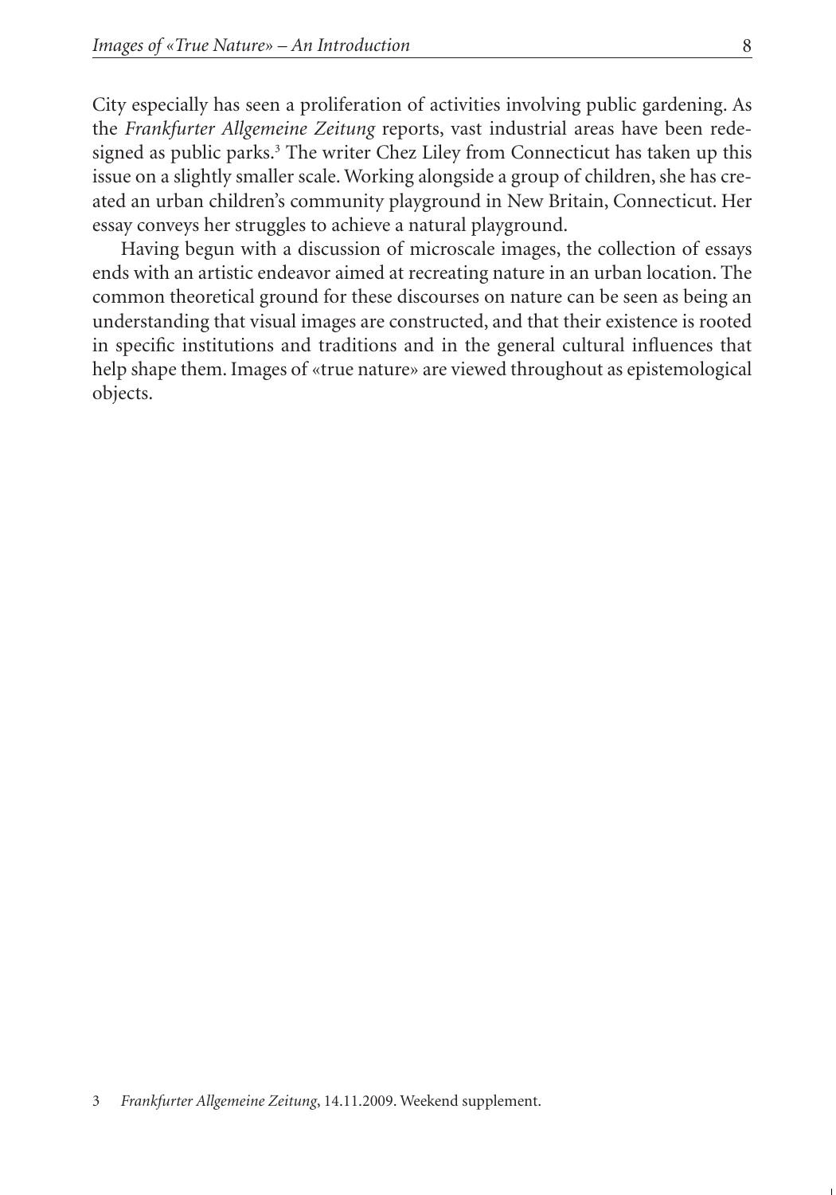City especially has seen a proliferation of activities involving public gardening. As the *Frankfurter Allgemeine Zeitung* reports, vast industrial areas have been redesigned as public parks.[3] The writer Chez Liley from Connecticut has taken up this issue on a slightly smaller scale. Working alongside a group of children, she has created an urban children's community playground in New Britain, Connecticut. Her essay conveys her struggles to achieve a natural playground.

Having begun with a discussion of microscale images, the collection of essays ends with an artistic endeavor aimed at recreating nature in an urban location. The common theoretical ground for these discourses on nature can be seen as being an understanding that visual images are constructed, and that their existence is rooted in specific institutions and traditions and in the general cultural influences that help shape them. Images of «true nature» are viewed throughout as epistemological objects.

3 *Frankfurter Allgemeine Zeitung*, 14.11.2009. Weekend supplement.